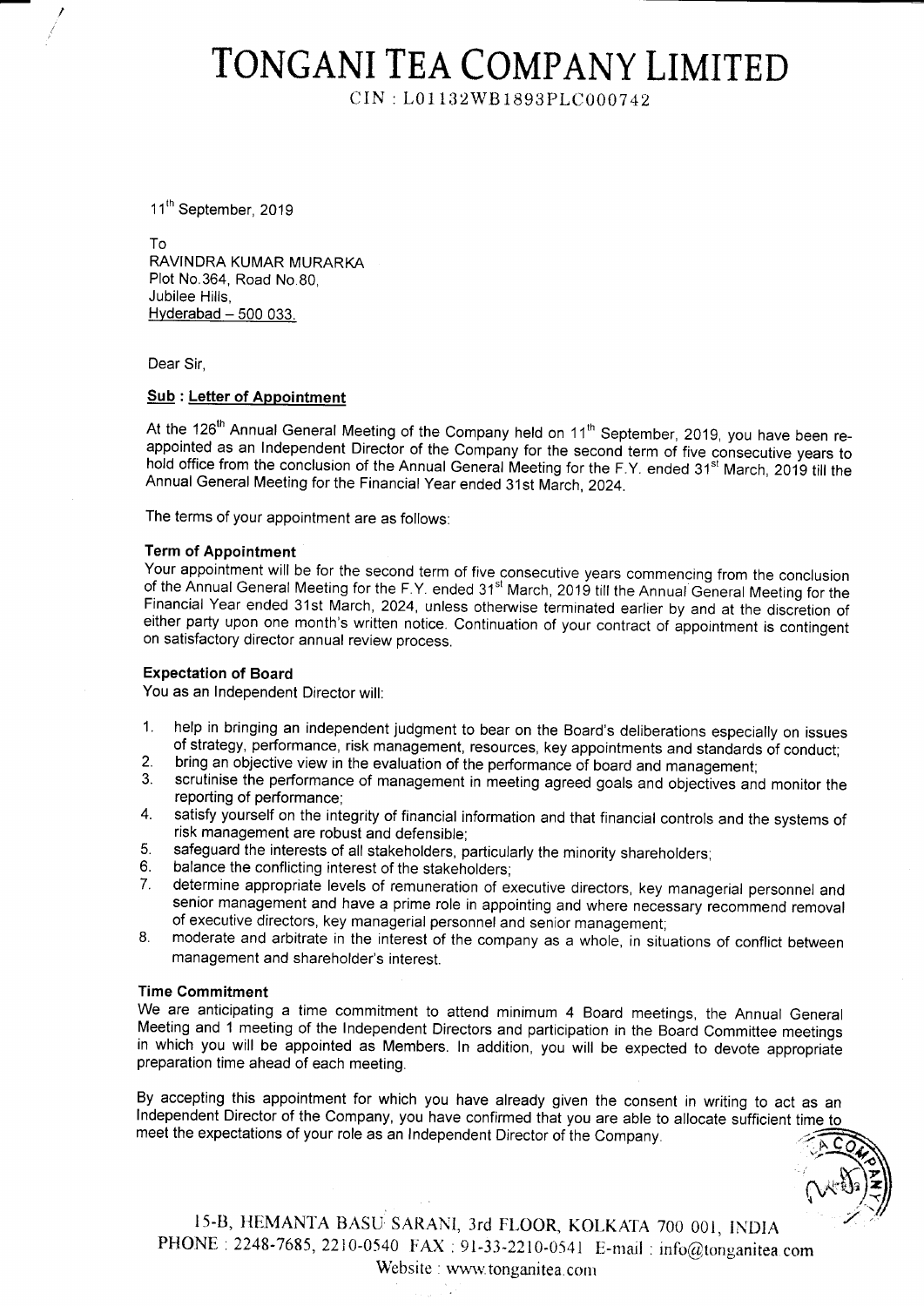# TONGANI TEA COMPANY LIMITED

CIN : L01132WB1893PLC000742

11th September, 2019

To
RAVINDRA KUMAR MURARKA
Plot No.364, Road No.80,
Jubilee Hills,
Hyderabad – 500 033.

Dear Sir,

**Sub : Letter of Appointment**

At the 126th Annual General Meeting of the Company held on 11th September, 2019, you have been re-appointed as an Independent Director of the Company for the second term of five consecutive years to hold office from the conclusion of the Annual General Meeting for the F.Y. ended 31st March, 2019 till the Annual General Meeting for the Financial Year ended 31st March, 2024.

The terms of your appointment are as follows:

**Term of Appointment**

Your appointment will be for the second term of five consecutive years commencing from the conclusion of the Annual General Meeting for the F.Y. ended 31st March, 2019 till the Annual General Meeting for the Financial Year ended 31st March, 2024, unless otherwise terminated earlier by and at the discretion of either party upon one month's written notice. Continuation of your contract of appointment is contingent on satisfactory director annual review process.

**Expectation of Board**

You as an Independent Director will:

1. help in bringing an independent judgment to bear on the Board's deliberations especially on issues of strategy, performance, risk management, resources, key appointments and standards of conduct;
2. bring an objective view in the evaluation of the performance of board and management;
3. scrutinise the performance of management in meeting agreed goals and objectives and monitor the reporting of performance;
4. satisfy yourself on the integrity of financial information and that financial controls and the systems of risk management are robust and defensible;
5. safeguard the interests of all stakeholders, particularly the minority shareholders;
6. balance the conflicting interest of the stakeholders;
7. determine appropriate levels of remuneration of executive directors, key managerial personnel and senior management and have a prime role in appointing and where necessary recommend removal of executive directors, key managerial personnel and senior management;
8. moderate and arbitrate in the interest of the company as a whole, in situations of conflict between management and shareholder's interest.

**Time Commitment**

We are anticipating a time commitment to attend minimum 4 Board meetings, the Annual General Meeting and 1 meeting of the Independent Directors and participation in the Board Committee meetings in which you will be appointed as Members. In addition, you will be expected to devote appropriate preparation time ahead of each meeting.

By accepting this appointment for which you have already given the consent in writing to act as an Independent Director of the Company, you have confirmed that you are able to allocate sufficient time to meet the expectations of your role as an Independent Director of the Company.

15-B, HEMANTA BASU SARANI, 3rd FLOOR, KOLKATA 700 001, INDIA
PHONE : 2248-7685, 2210-0540 FAX : 91-33-2210-0541 E-mail : info@tonganitea.com
Website : www.tonganitea.com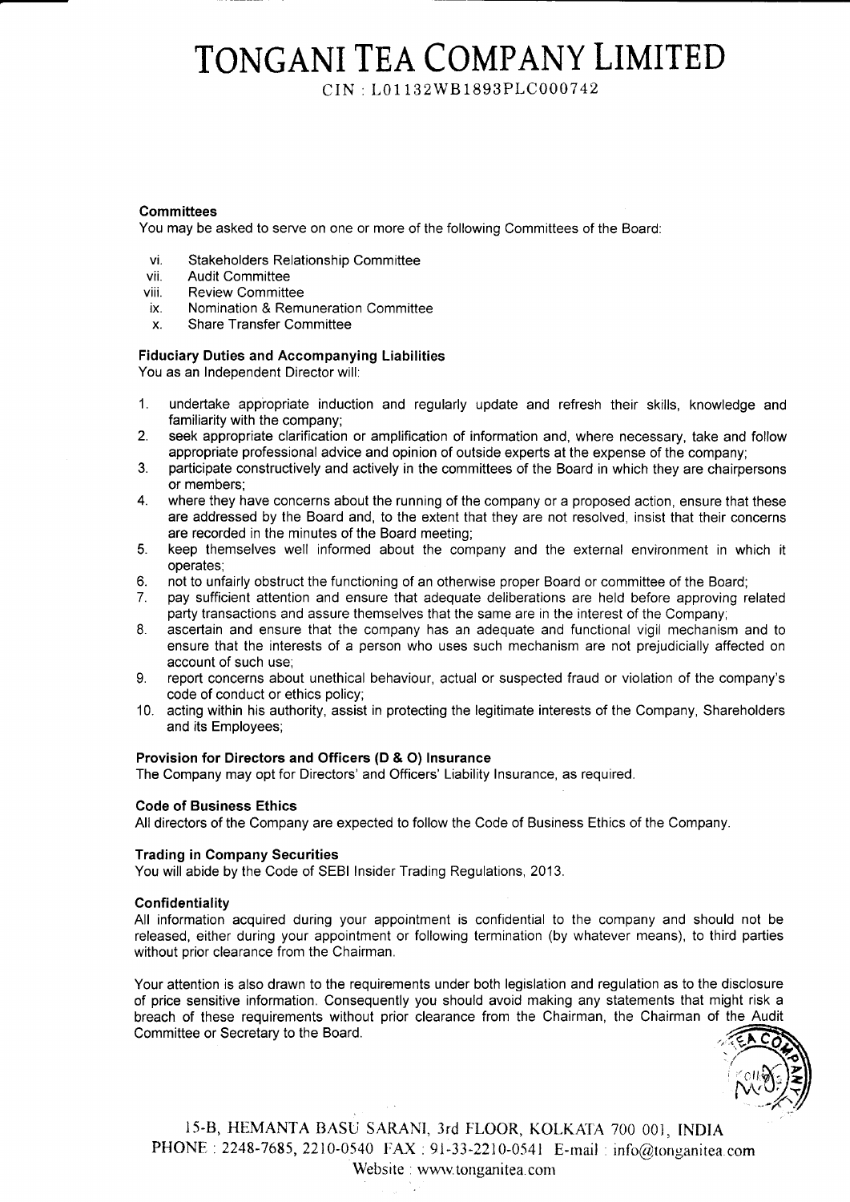# TONGANI TEA COMPANY LIMITED

CIN : L01132WB1893PLC000742

**Committees**

You may be asked to serve on one or more of the following Committees of the Board:

vi. Stakeholders Relationship Committee
vii. Audit Committee
viii. Review Committee
ix. Nomination & Remuneration Committee
x. Share Transfer Committee

**Fiduciary Duties and Accompanying Liabilities**

You as an Independent Director will:

1. undertake appropriate induction and regularly update and refresh their skills, knowledge and familiarity with the company;
2. seek appropriate clarification or amplification of information and, where necessary, take and follow appropriate professional advice and opinion of outside experts at the expense of the company;
3. participate constructively and actively in the committees of the Board in which they are chairpersons or members;
4. where they have concerns about the running of the company or a proposed action, ensure that these are addressed by the Board and, to the extent that they are not resolved, insist that their concerns are recorded in the minutes of the Board meeting;
5. keep themselves well informed about the company and the external environment in which it operates;
6. not to unfairly obstruct the functioning of an otherwise proper Board or committee of the Board;
7. pay sufficient attention and ensure that adequate deliberations are held before approving related party transactions and assure themselves that the same are in the interest of the Company;
8. ascertain and ensure that the company has an adequate and functional vigil mechanism and to ensure that the interests of a person who uses such mechanism are not prejudicially affected on account of such use;
9. report concerns about unethical behaviour, actual or suspected fraud or violation of the company's code of conduct or ethics policy;
10. acting within his authority, assist in protecting the legitimate interests of the Company, Shareholders and its Employees;

**Provision for Directors and Officers (D & O) Insurance**

The Company may opt for Directors' and Officers' Liability Insurance, as required.

**Code of Business Ethics**

All directors of the Company are expected to follow the Code of Business Ethics of the Company.

**Trading in Company Securities**

You will abide by the Code of SEBI Insider Trading Regulations, 2013.

**Confidentiality**

All information acquired during your appointment is confidential to the company and should not be released, either during your appointment or following termination (by whatever means), to third parties without prior clearance from the Chairman.

Your attention is also drawn to the requirements under both legislation and regulation as to the disclosure of price sensitive information. Consequently you should avoid making any statements that might risk a breach of these requirements without prior clearance from the Chairman, the Chairman of the Audit Committee or Secretary to the Board.

15-B, HEMANTA BASU SARANI, 3rd FLOOR, KOLKATA 700 001, INDIA
PHONE : 2248-7685, 2210-0540 FAX : 91-33-2210-0541 E-mail : info@tonganitea.com
Website : www.tonganitea.com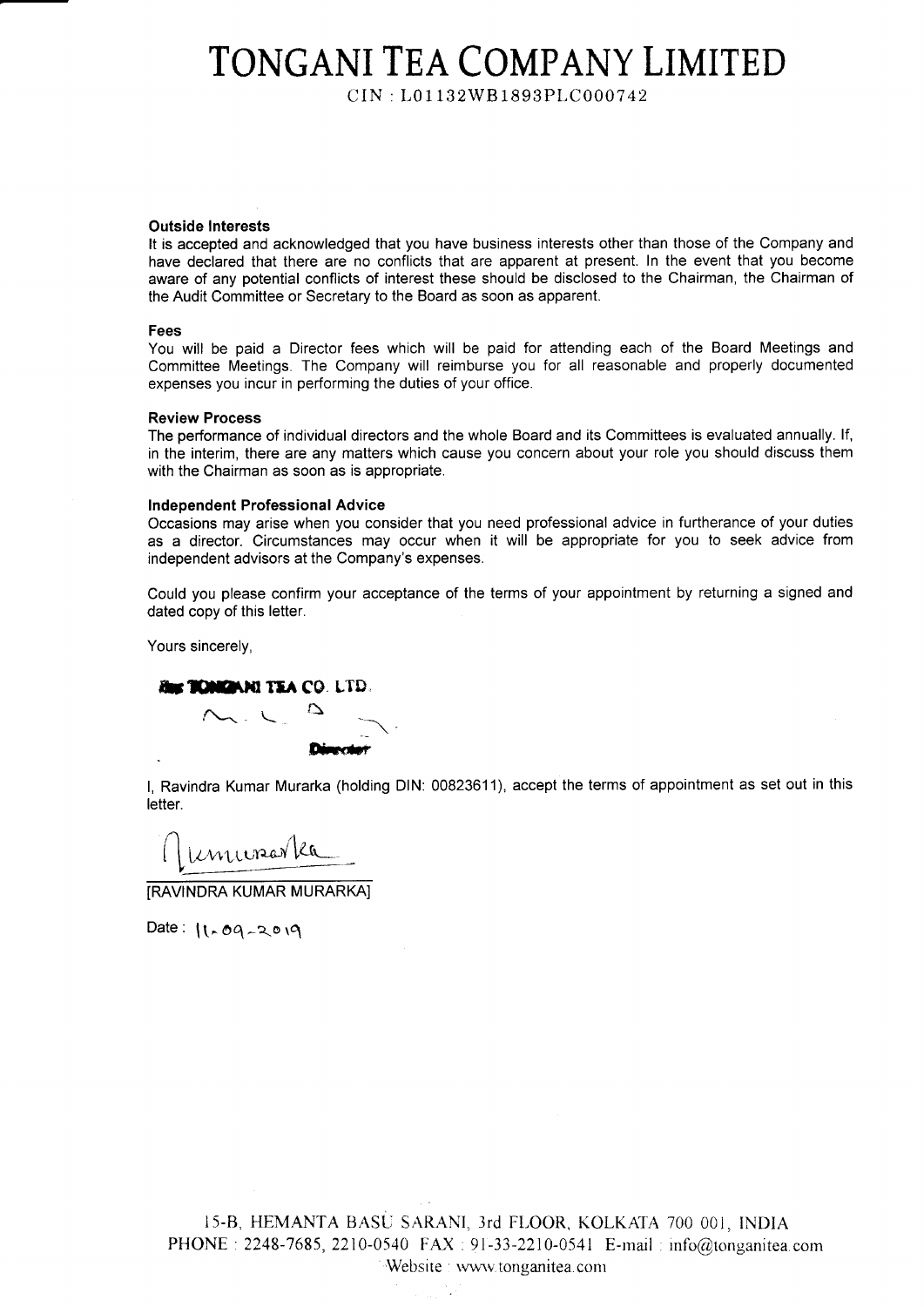# TONGANI TEA COMPANY LIMITED

CIN : L01132WB1893PLC000742

**Outside Interests**

It is accepted and acknowledged that you have business interests other than those of the Company and have declared that there are no conflicts that are apparent at present. In the event that you become aware of any potential conflicts of interest these should be disclosed to the Chairman, the Chairman of the Audit Committee or Secretary to the Board as soon as apparent.

**Fees**

You will be paid a Director fees which will be paid for attending each of the Board Meetings and Committee Meetings. The Company will reimburse you for all reasonable and properly documented expenses you incur in performing the duties of your office.

**Review Process**

The performance of individual directors and the whole Board and its Committees is evaluated annually. If, in the interim, there are any matters which cause you concern about your role you should discuss them with the Chairman as soon as is appropriate.

**Independent Professional Advice**

Occasions may arise when you consider that you need professional advice in furtherance of your duties as a director. Circumstances may occur when it will be appropriate for you to seek advice from independent advisors at the Company's expenses.

Could you please confirm your acceptance of the terms of your appointment by returning a signed and dated copy of this letter.

Yours sincerely,

For TONGANI TEA CO. LTD.

Director

I, Ravindra Kumar Murarka (holding DIN: 00823611), accept the terms of appointment as set out in this letter.

[RAVINDRA KUMAR MURARKA]

Date : 11-09-2019

15-B, HEMANTA BASU SARANI, 3rd FLOOR, KOLKATA 700 001, INDIA
PHONE : 2248-7685, 2210-0540 FAX : 91-33-2210-0541 E-mail : info@tonganitea.com
Website : www.tonganitea.com